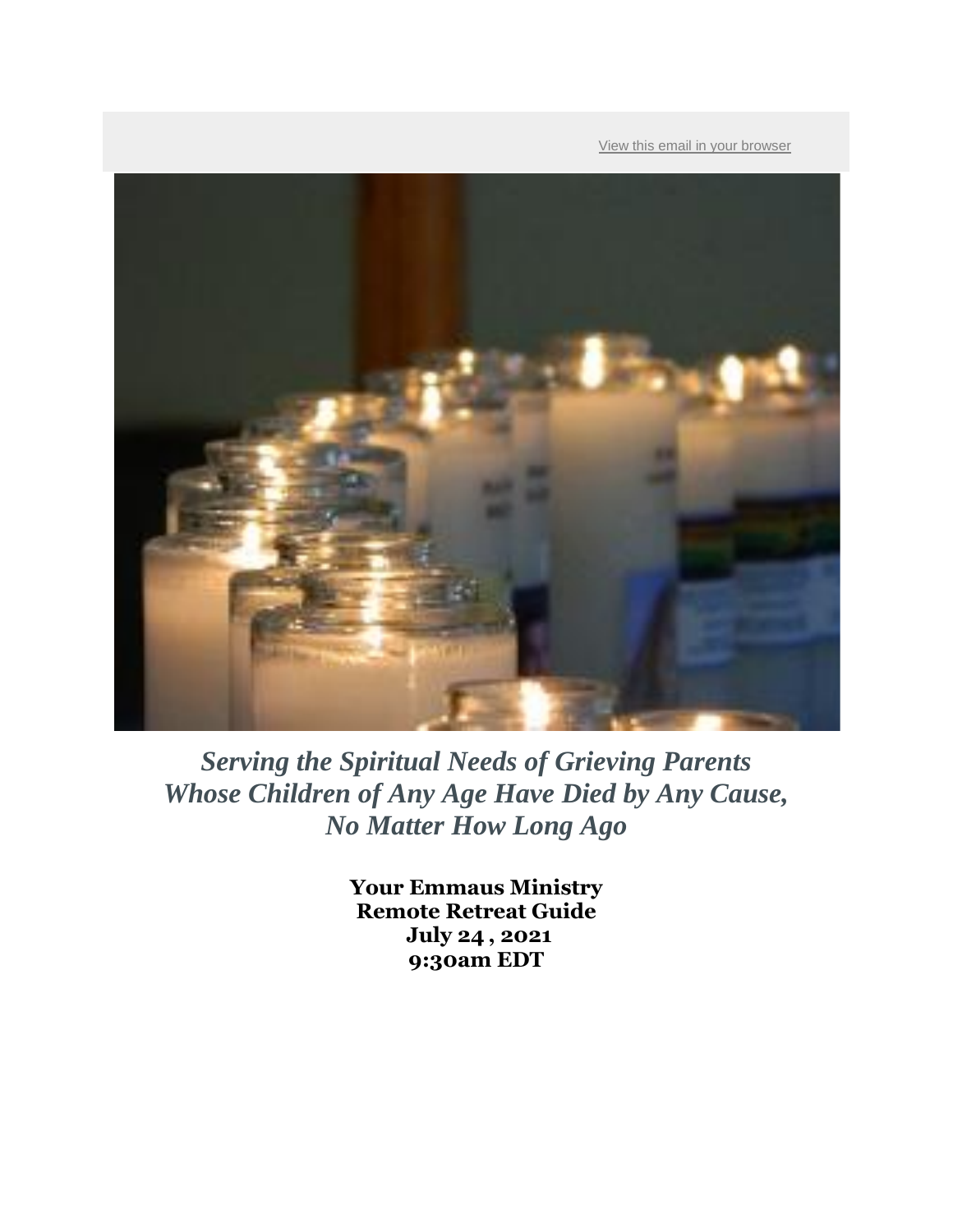View this email in your browser

*Serving the Spiritual Needs of Grieving Parents Whose Children of Any Age Have Died by Any Cause, No Matter How Long Ago*

**Your Emmaus Ministry**
**Remote Retreat Guide**
**July 24 , 2021**
**9:30am EDT**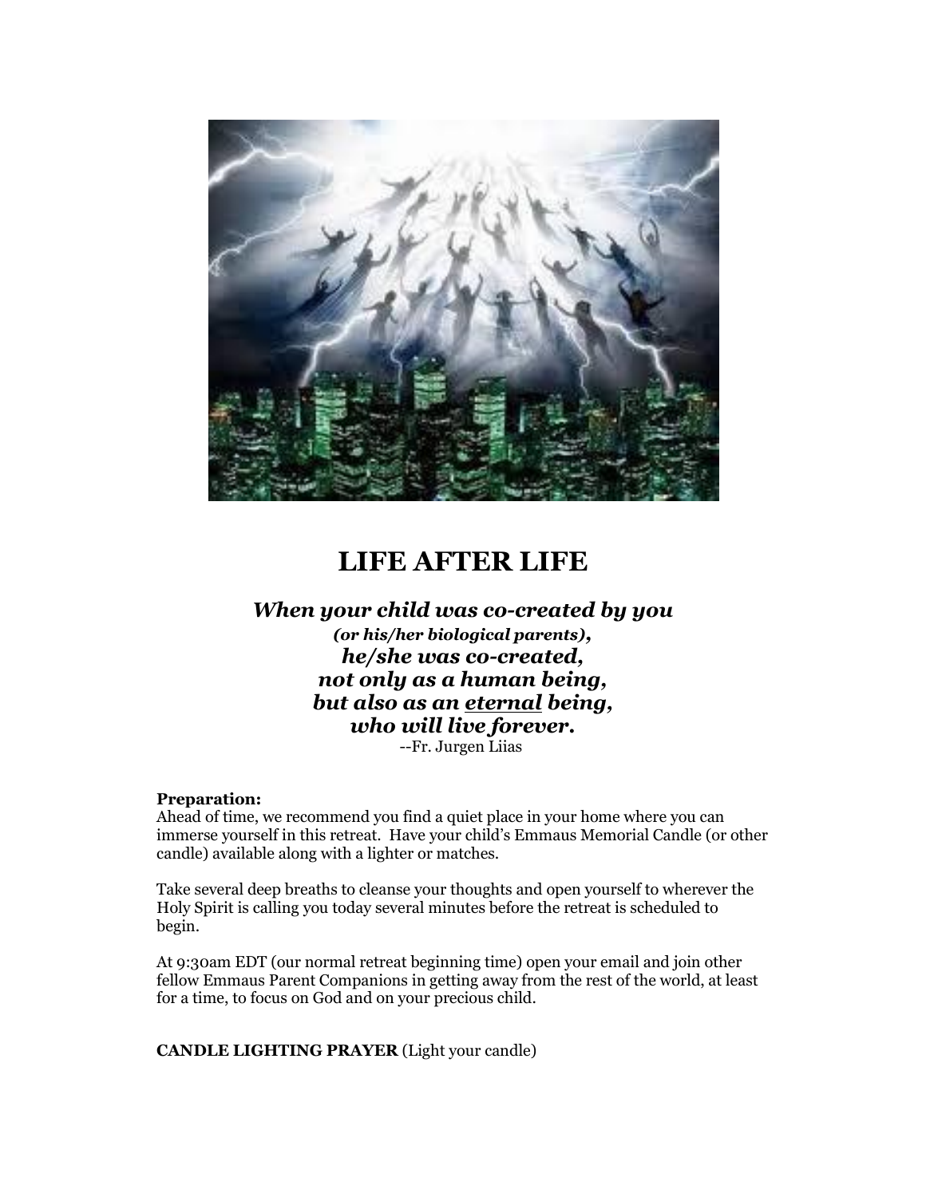# LIFE AFTER LIFE

***When your child was co-created by you***
***(or his/her biological parents),***
***he/she was co-created,***
***not only as a human being,***
***but also as an <u>eternal</u> being,***
***who will live forever.***
--Fr. Jurgen Liias

**Preparation:**
Ahead of time, we recommend you find a quiet place in your home where you can immerse yourself in this retreat. Have your child's Emmaus Memorial Candle (or other candle) available along with a lighter or matches.

Take several deep breaths to cleanse your thoughts and open yourself to wherever the Holy Spirit is calling you today several minutes before the retreat is scheduled to begin.

At 9:30am EDT (our normal retreat beginning time) open your email and join other fellow Emmaus Parent Companions in getting away from the rest of the world, at least for a time, to focus on God and on your precious child.

**CANDLE LIGHTING PRAYER** (Light your candle)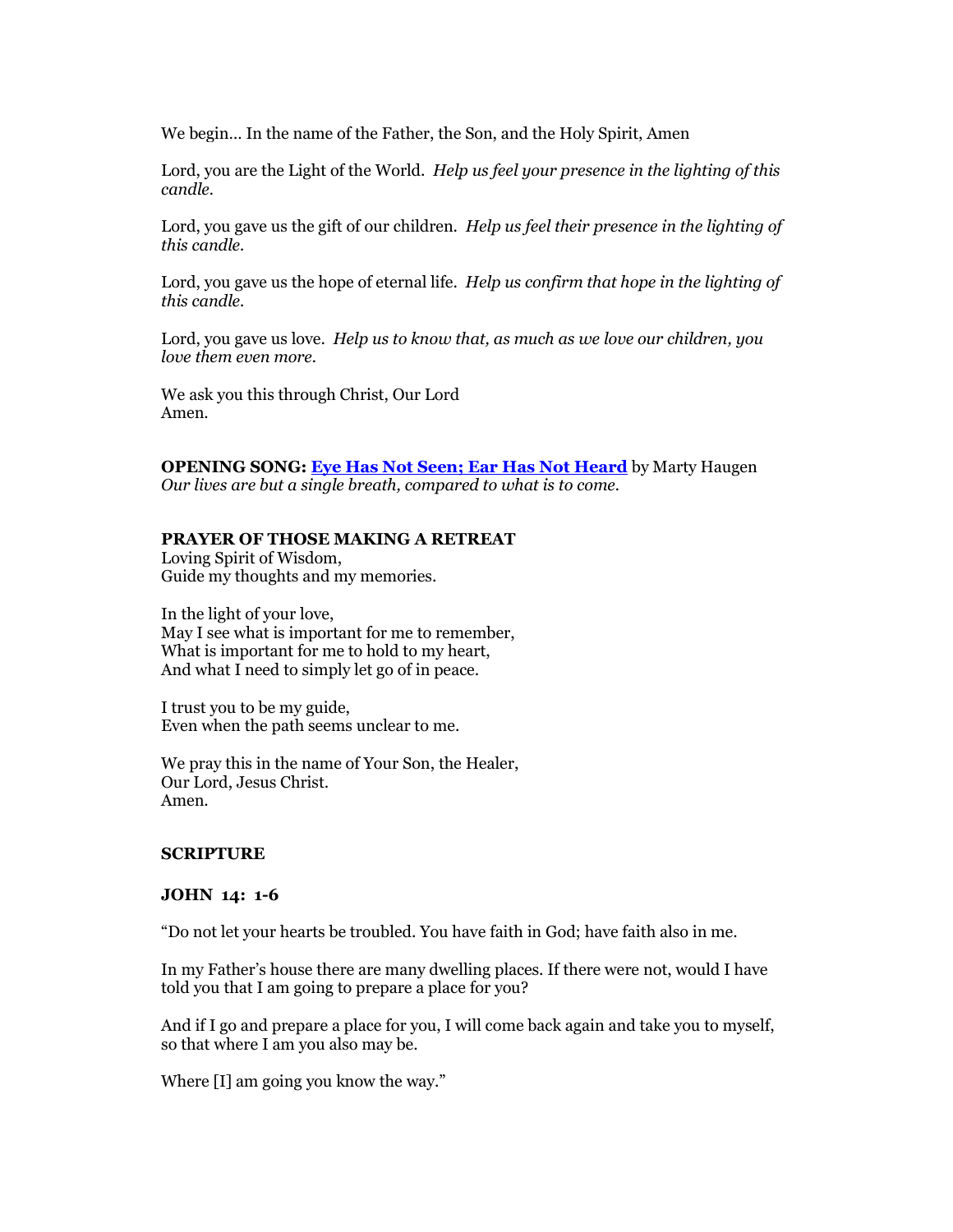We begin… In the name of the Father, the Son, and the Holy Spirit, Amen

Lord, you are the Light of the World. *Help us feel your presence in the lighting of this candle.*

Lord, you gave us the gift of our children. *Help us feel their presence in the lighting of this candle.*

Lord, you gave us the hope of eternal life. *Help us confirm that hope in the lighting of this candle.*

Lord, you gave us love. *Help us to know that, as much as we love our children, you love them even more.*

We ask you this through Christ, Our Lord
Amen.

**OPENING SONG: Eye Has Not Seen; Ear Has Not Heard** by Marty Haugen
*Our lives are but a single breath, compared to what is to come.*

**PRAYER OF THOSE MAKING A RETREAT**
Loving Spirit of Wisdom,
Guide my thoughts and my memories.

In the light of your love,
May I see what is important for me to remember,
What is important for me to hold to my heart,
And what I need to simply let go of in peace.

I trust you to be my guide,
Even when the path seems unclear to me.

We pray this in the name of Your Son, the Healer,
Our Lord, Jesus Christ.
Amen.

**SCRIPTURE**

**JOHN 14: 1-6**

"Do not let your hearts be troubled. You have faith in God; have faith also in me.

In my Father's house there are many dwelling places. If there were not, would I have told you that I am going to prepare a place for you?

And if I go and prepare a place for you, I will come back again and take you to myself, so that where I am you also may be.

Where [I] am going you know the way."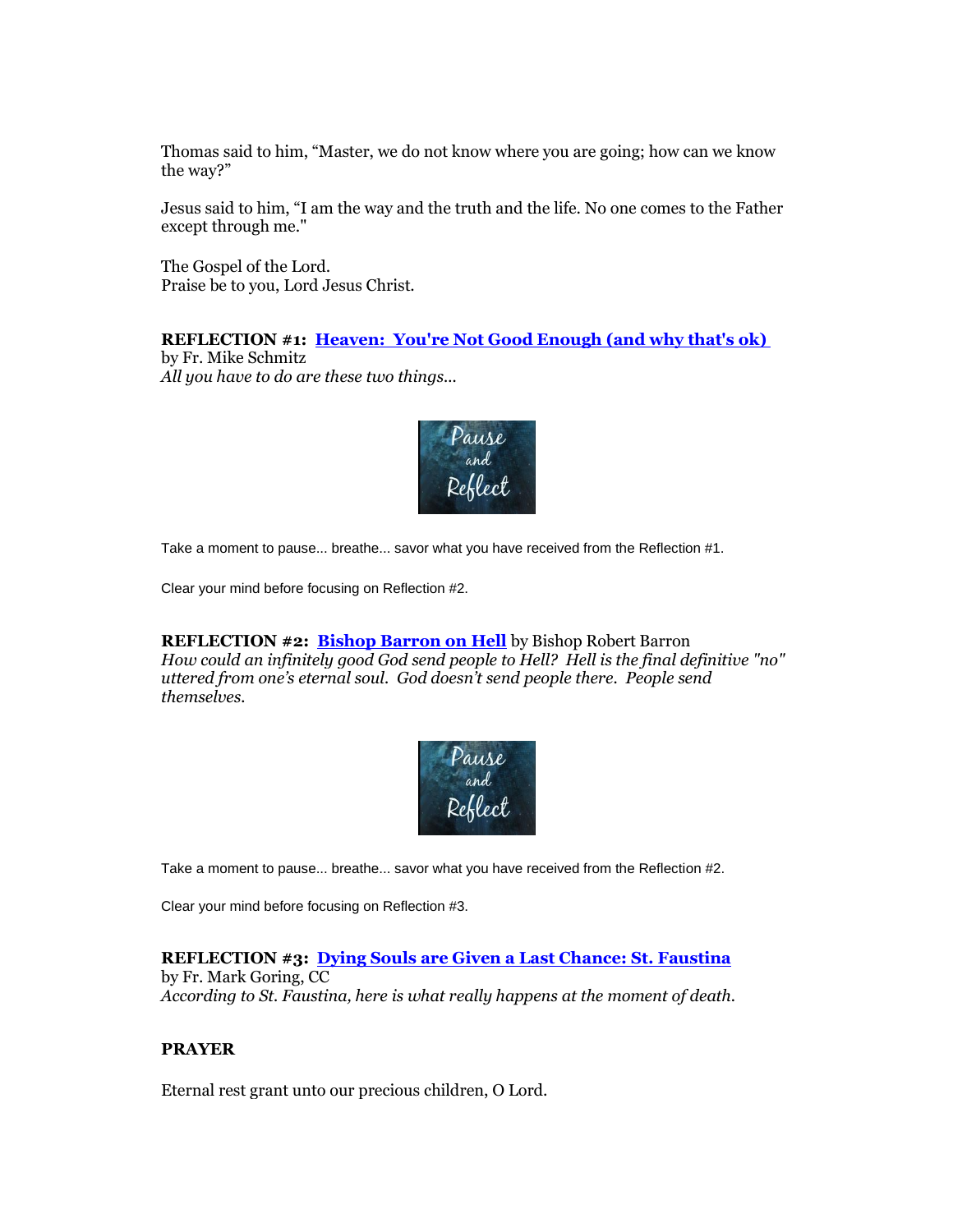Thomas said to him, “Master, we do not know where you are going; how can we know the way?”

Jesus said to him, “I am the way and the truth and the life. No one comes to the Father except through me."

The Gospel of the Lord.
Praise be to you, Lord Jesus Christ.

**REFLECTION #1: Heaven: You're Not Good Enough (and why that's ok)**
by Fr. Mike Schmitz
*All you have to do are these two things...*

Pause and Reflect

Take a moment to pause... breathe... savor what you have received from the Reflection #1.

Clear your mind before focusing on Reflection #2.

**REFLECTION #2: Bishop Barron on Hell** by Bishop Robert Barron
*How could an infinitely good God send people to Hell? Hell is the final definitive "no" uttered from one's eternal soul. God doesn't send people there. People send themselves.*

Pause and Reflect

Take a moment to pause... breathe... savor what you have received from the Reflection #2.

Clear your mind before focusing on Reflection #3.

**REFLECTION #3: Dying Souls are Given a Last Chance: St. Faustina**
by Fr. Mark Goring, CC
*According to St. Faustina, here is what really happens at the moment of death.*

**PRAYER**

Eternal rest grant unto our precious children, O Lord.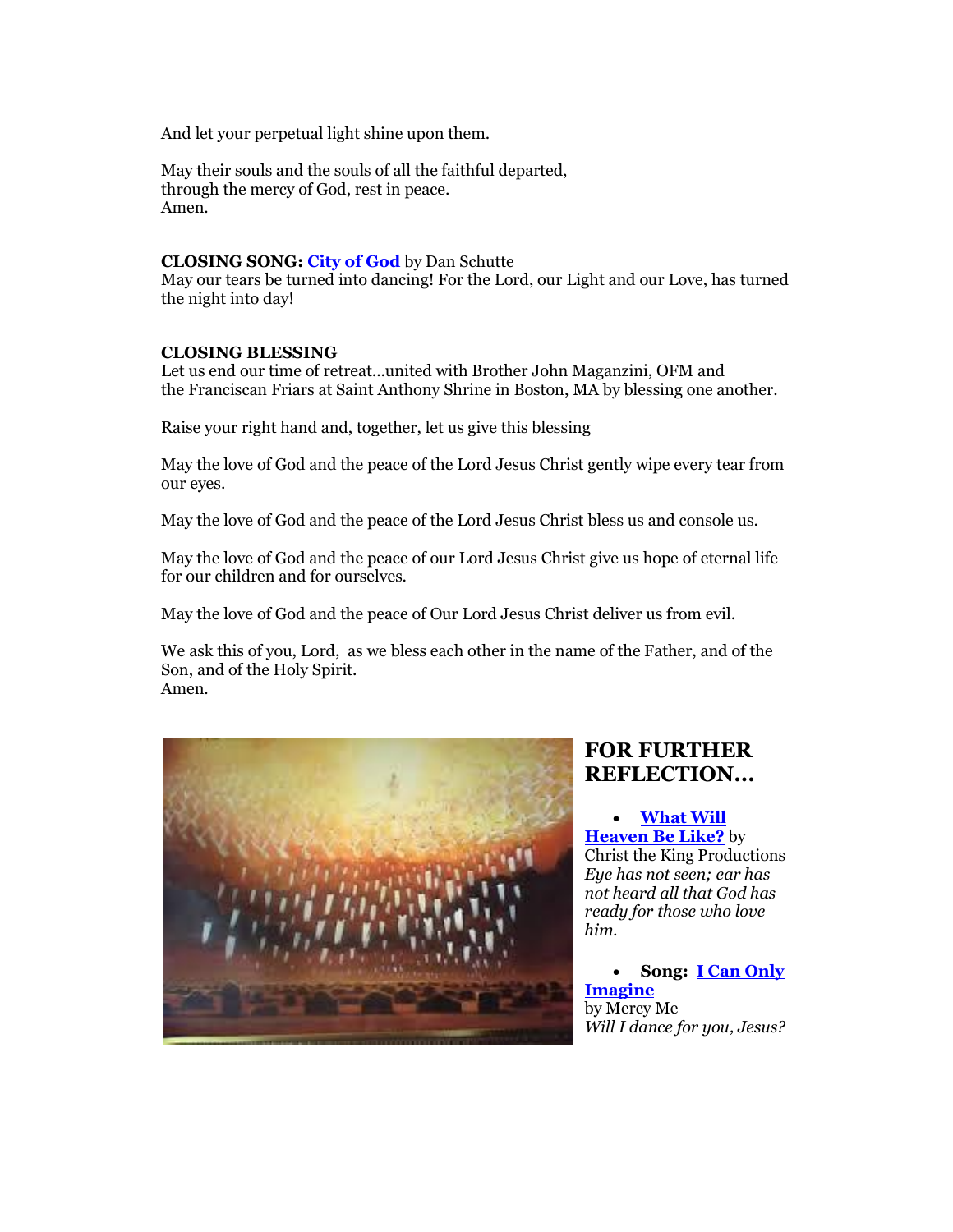And let your perpetual light shine upon them.

May their souls and the souls of all the faithful departed,
through the mercy of God, rest in peace.
Amen.

**CLOSING SONG: City of God** by Dan Schutte
May our tears be turned into dancing! For the Lord, our Light and our Love, has turned the night into day!

**CLOSING BLESSING**
Let us end our time of retreat...united with Brother John Maganzini, OFM and the Franciscan Friars at Saint Anthony Shrine in Boston, MA by blessing one another.

Raise your right hand and, together, let us give this blessing

May the love of God and the peace of the Lord Jesus Christ gently wipe every tear from our eyes.

May the love of God and the peace of the Lord Jesus Christ bless us and console us.

May the love of God and the peace of our Lord Jesus Christ give us hope of eternal life for our children and for ourselves.

May the love of God and the peace of Our Lord Jesus Christ deliver us from evil.

We ask this of you, Lord, as we bless each other in the name of the Father, and of the Son, and of the Holy Spirit.
Amen.

## FOR FURTHER REFLECTION...

- **What Will Heaven Be Like?** by Christ the King Productions
*Eye has not seen; ear has not heard all that God has ready for those who love him.*

- **Song: I Can Only Imagine** by Mercy Me
*Will I dance for you, Jesus?*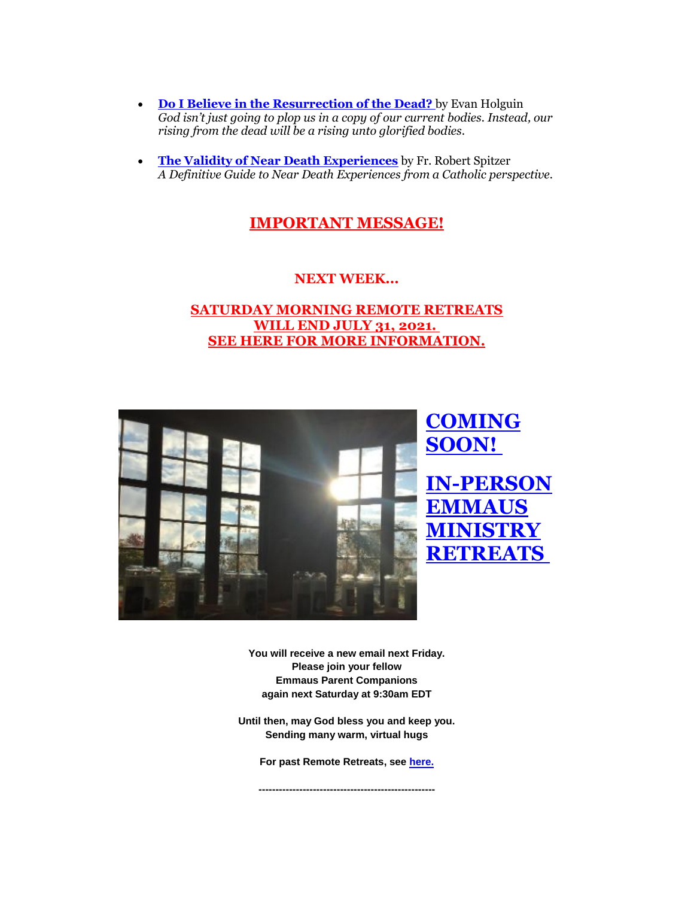- **Do I Believe in the Resurrection of the Dead?** by Evan Holguin
  *God isn't just going to plop us in a copy of our current bodies. Instead, our rising from the dead will be a rising unto glorified bodies.*

- **The Validity of Near Death Experiences** by Fr. Robert Spitzer
  *A Definitive Guide to Near Death Experiences from a Catholic perspective.*

## IMPORTANT MESSAGE!

**NEXT WEEK...**

**SATURDAY MORNING REMOTE RETREATS WILL END JULY 31, 2021.**
**SEE HERE FOR MORE INFORMATION.**

## COMING SOON!

## IN-PERSON EMMAUS MINISTRY RETREATS

**You will receive a new email next Friday.**
**Please join your fellow**
**Emmaus Parent Companions**
**again next Saturday at 9:30am EDT**

**Until then, may God bless you and keep you.**
**Sending many warm, virtual hugs**

**For past Remote Retreats, see here.**

---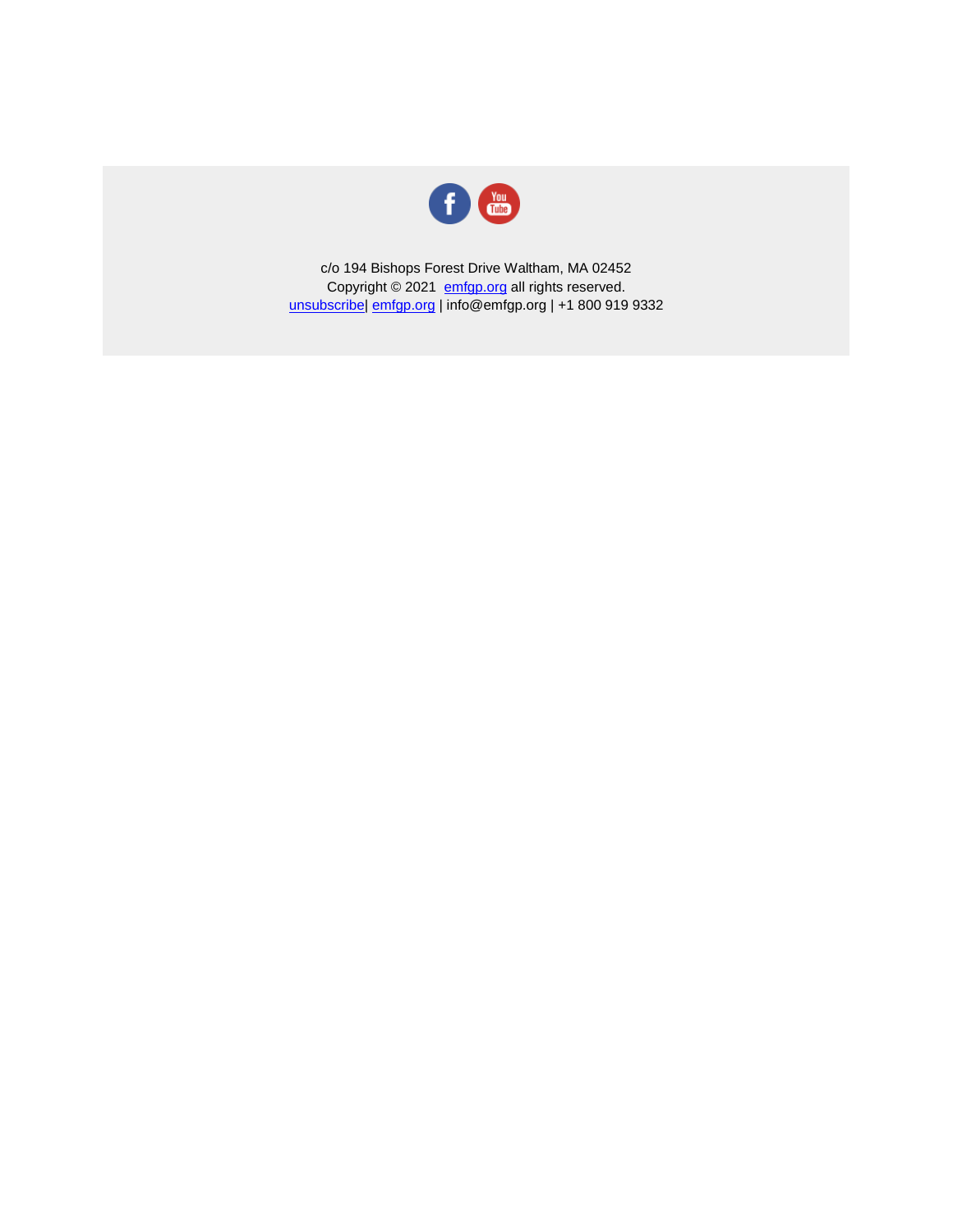c/o 194 Bishops Forest Drive Waltham, MA 02452

Copyright © 2021 emfgp.org all rights reserved.

unsubscribe| emfgp.org | info@emfgp.org | +1 800 919 9332